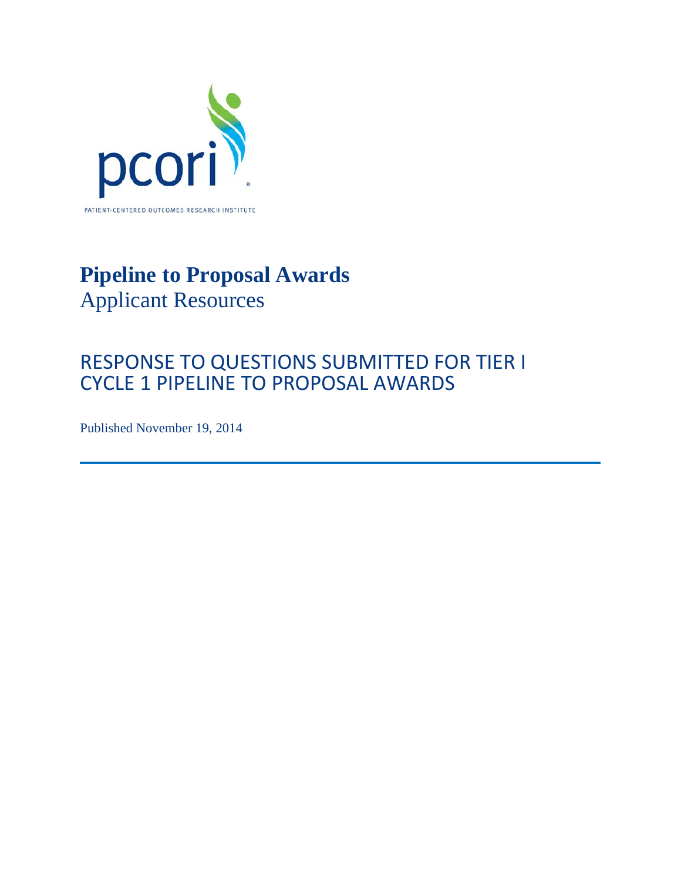pcori

PATIENT-CENTERED OUTCOMES RESEARCH INSTITUTE

# Pipeline to Proposal Awards

Applicant Resources

## RESPONSE TO QUESTIONS SUBMITTED FOR TIER I CYCLE 1 PIPELINE TO PROPOSAL AWARDS

Published November 19, 2014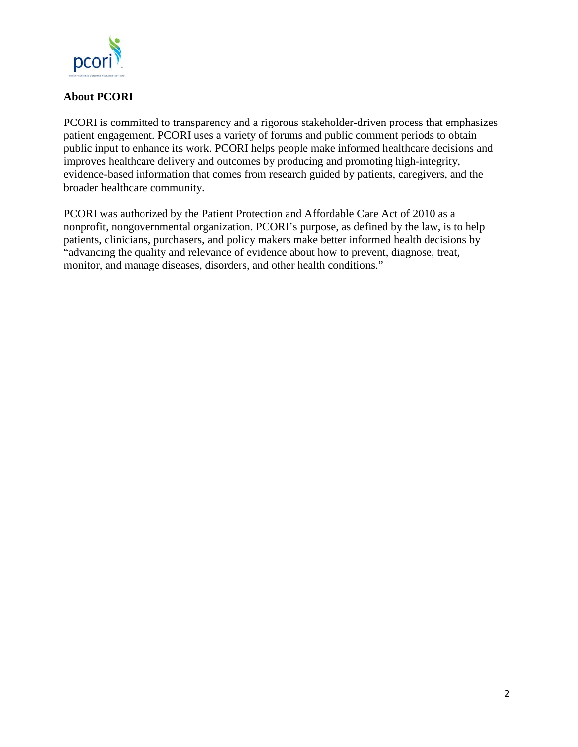**About PCORI**

PCORI is committed to transparency and a rigorous stakeholder-driven process that emphasizes patient engagement. PCORI uses a variety of forums and public comment periods to obtain public input to enhance its work. PCORI helps people make informed healthcare decisions and improves healthcare delivery and outcomes by producing and promoting high-integrity, evidence-based information that comes from research guided by patients, caregivers, and the broader healthcare community.

PCORI was authorized by the Patient Protection and Affordable Care Act of 2010 as a nonprofit, nongovernmental organization. PCORI's purpose, as defined by the law, is to help patients, clinicians, purchasers, and policy makers make better informed health decisions by "advancing the quality and relevance of evidence about how to prevent, diagnose, treat, monitor, and manage diseases, disorders, and other health conditions."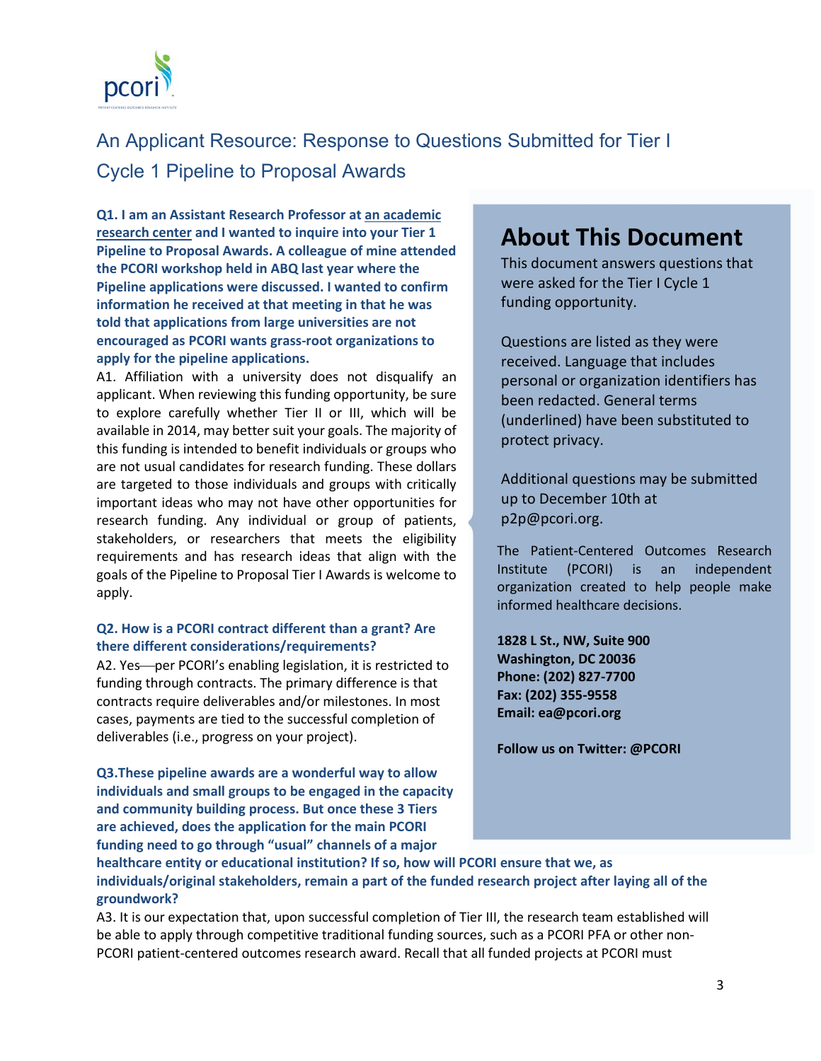# An Applicant Resource: Response to Questions Submitted for Tier I Cycle 1 Pipeline to Proposal Awards

**Q1. I am an Assistant Research Professor at an academic research center and I wanted to inquire into your Tier 1 Pipeline to Proposal Awards. A colleague of mine attended the PCORI workshop held in ABQ last year where the Pipeline applications were discussed. I wanted to confirm information he received at that meeting in that he was told that applications from large universities are not encouraged as PCORI wants grass-root organizations to apply for the pipeline applications.**

A1. Affiliation with a university does not disqualify an applicant. When reviewing this funding opportunity, be sure to explore carefully whether Tier II or III, which will be available in 2014, may better suit your goals. The majority of this funding is intended to benefit individuals or groups who are not usual candidates for research funding. These dollars are targeted to those individuals and groups with critically important ideas who may not have other opportunities for research funding. Any individual or group of patients, stakeholders, or researchers that meets the eligibility requirements and has research ideas that align with the goals of the Pipeline to Proposal Tier I Awards is welcome to apply.

**Q2. How is a PCORI contract different than a grant? Are there different considerations/requirements?**

A2. Yes—per PCORI's enabling legislation, it is restricted to funding through contracts. The primary difference is that contracts require deliverables and/or milestones. In most cases, payments are tied to the successful completion of deliverables (i.e., progress on your project).

**Q3. These pipeline awards are a wonderful way to allow individuals and small groups to be engaged in the capacity and community building process. But once these 3 Tiers are achieved, does the application for the main PCORI funding need to go through "usual" channels of a major healthcare entity or educational institution? If so, how will PCORI ensure that we, as individuals/original stakeholders, remain a part of the funded research project after laying all of the groundwork?**

A3. It is our expectation that, upon successful completion of Tier III, the research team established will be able to apply through competitive traditional funding sources, such as a PCORI PFA or other non-PCORI patient-centered outcomes research award. Recall that all funded projects at PCORI must

## About This Document

This document answers questions that were asked for the Tier I Cycle 1 funding opportunity.

Questions are listed as they were received. Language that includes personal or organization identifiers has been redacted. General terms (underlined) have been substituted to protect privacy.

Additional questions may be submitted up to December 10th at p2p@pcori.org.

The Patient-Centered Outcomes Research Institute (PCORI) is an independent organization created to help people make informed healthcare decisions.

**1828 L St., NW, Suite 900**
**Washington, DC 20036**
**Phone: (202) 827-7700**
**Fax: (202) 355-9558**
**Email: ea@pcori.org**

**Follow us on Twitter: @PCORI**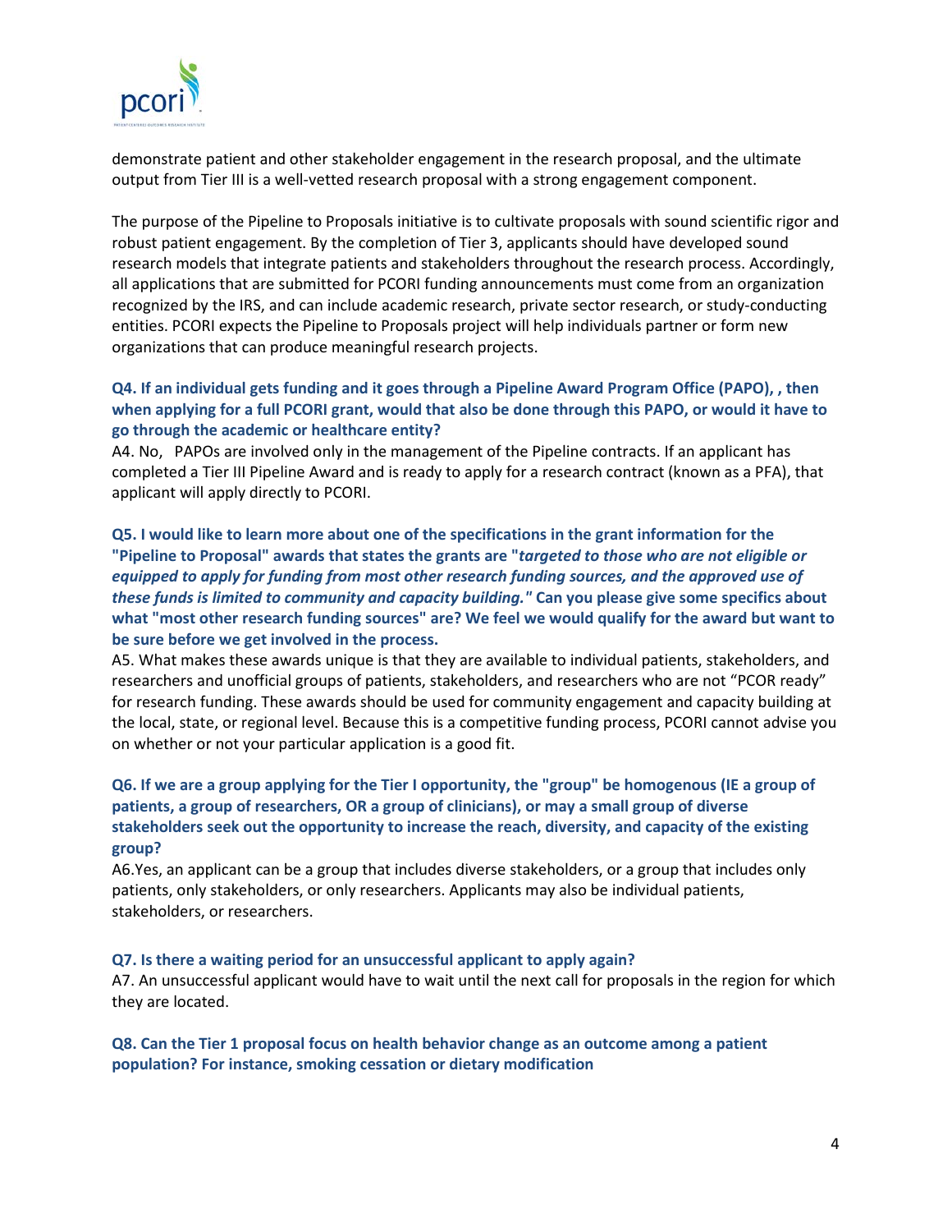demonstrate patient and other stakeholder engagement in the research proposal, and the ultimate output from Tier III is a well-vetted research proposal with a strong engagement component.

The purpose of the Pipeline to Proposals initiative is to cultivate proposals with sound scientific rigor and robust patient engagement. By the completion of Tier 3, applicants should have developed sound research models that integrate patients and stakeholders throughout the research process. Accordingly, all applications that are submitted for PCORI funding announcements must come from an organization recognized by the IRS, and can include academic research, private sector research, or study-conducting entities. PCORI expects the Pipeline to Proposals project will help individuals partner or form new organizations that can produce meaningful research projects.

**Q4. If an individual gets funding and it goes through a Pipeline Award Program Office (PAPO), , then when applying for a full PCORI grant, would that also be done through this PAPO, or would it have to go through the academic or healthcare entity?**

A4. No, PAPOs are involved only in the management of the Pipeline contracts. If an applicant has completed a Tier III Pipeline Award and is ready to apply for a research contract (known as a PFA), that applicant will apply directly to PCORI.

**Q5. I would like to learn more about one of the specifications in the grant information for the "Pipeline to Proposal" awards that states the grants are "*targeted to those who are not eligible or equipped to apply for funding from most other research funding sources, and the approved use of these funds is limited to community and capacity building.*" Can you please give some specifics about what "most other research funding sources" are? We feel we would qualify for the award but want to be sure before we get involved in the process.**

A5. What makes these awards unique is that they are available to individual patients, stakeholders, and researchers and unofficial groups of patients, stakeholders, and researchers who are not "PCOR ready" for research funding. These awards should be used for community engagement and capacity building at the local, state, or regional level. Because this is a competitive funding process, PCORI cannot advise you on whether or not your particular application is a good fit.

**Q6. If we are a group applying for the Tier I opportunity, the "group" be homogenous (IE a group of patients, a group of researchers, OR a group of clinicians), or may a small group of diverse stakeholders seek out the opportunity to increase the reach, diversity, and capacity of the existing group?**

A6.Yes, an applicant can be a group that includes diverse stakeholders, or a group that includes only patients, only stakeholders, or only researchers. Applicants may also be individual patients, stakeholders, or researchers.

**Q7. Is there a waiting period for an unsuccessful applicant to apply again?**

A7. An unsuccessful applicant would have to wait until the next call for proposals in the region for which they are located.

**Q8. Can the Tier 1 proposal focus on health behavior change as an outcome among a patient population? For instance, smoking cessation or dietary modification**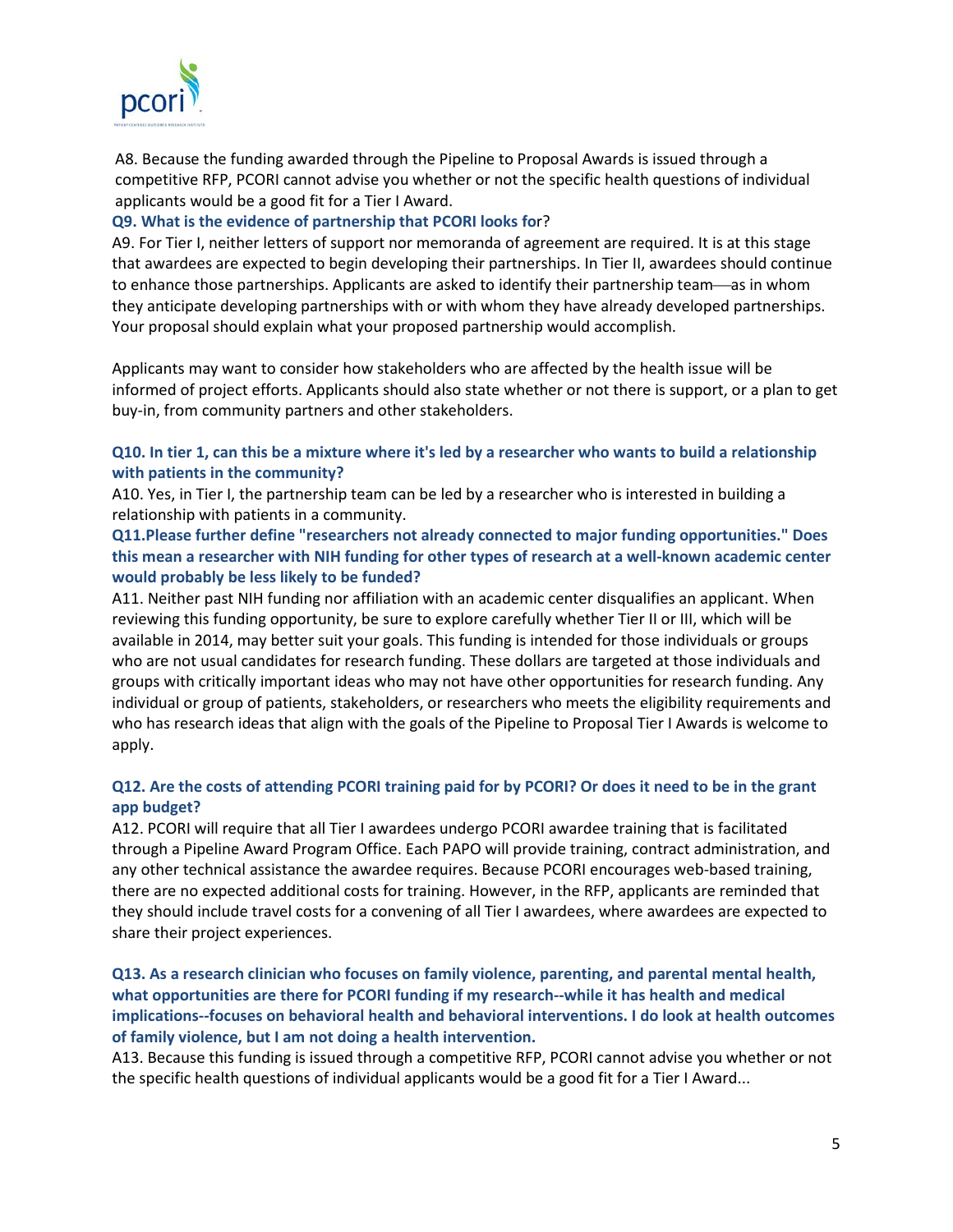A8. Because the funding awarded through the Pipeline to Proposal Awards is issued through a competitive RFP, PCORI cannot advise you whether or not the specific health questions of individual applicants would be a good fit for a Tier I Award.

**Q9. What is the evidence of partnership that PCORI looks for?**

A9. For Tier I, neither letters of support nor memoranda of agreement are required. It is at this stage that awardees are expected to begin developing their partnerships. In Tier II, awardees should continue to enhance those partnerships. Applicants are asked to identify their partnership team—as in whom they anticipate developing partnerships with or with whom they have already developed partnerships. Your proposal should explain what your proposed partnership would accomplish.

Applicants may want to consider how stakeholders who are affected by the health issue will be informed of project efforts. Applicants should also state whether or not there is support, or a plan to get buy-in, from community partners and other stakeholders.

**Q10. In tier 1, can this be a mixture where it's led by a researcher who wants to build a relationship with patients in the community?**

A10. Yes, in Tier I, the partnership team can be led by a researcher who is interested in building a relationship with patients in a community.

**Q11.Please further define "researchers not already connected to major funding opportunities." Does this mean a researcher with NIH funding for other types of research at a well-known academic center would probably be less likely to be funded?**

A11. Neither past NIH funding nor affiliation with an academic center disqualifies an applicant. When reviewing this funding opportunity, be sure to explore carefully whether Tier II or III, which will be available in 2014, may better suit your goals. This funding is intended for those individuals or groups who are not usual candidates for research funding. These dollars are targeted at those individuals and groups with critically important ideas who may not have other opportunities for research funding. Any individual or group of patients, stakeholders, or researchers who meets the eligibility requirements and who has research ideas that align with the goals of the Pipeline to Proposal Tier I Awards is welcome to apply.

**Q12. Are the costs of attending PCORI training paid for by PCORI? Or does it need to be in the grant app budget?**

A12. PCORI will require that all Tier I awardees undergo PCORI awardee training that is facilitated through a Pipeline Award Program Office. Each PAPO will provide training, contract administration, and any other technical assistance the awardee requires. Because PCORI encourages web-based training, there are no expected additional costs for training. However, in the RFP, applicants are reminded that they should include travel costs for a convening of all Tier I awardees, where awardees are expected to share their project experiences.

**Q13. As a research clinician who focuses on family violence, parenting, and parental mental health, what opportunities are there for PCORI funding if my research--while it has health and medical implications--focuses on behavioral health and behavioral interventions. I do look at health outcomes of family violence, but I am not doing a health intervention.**

A13. Because this funding is issued through a competitive RFP, PCORI cannot advise you whether or not the specific health questions of individual applicants would be a good fit for a Tier I Award...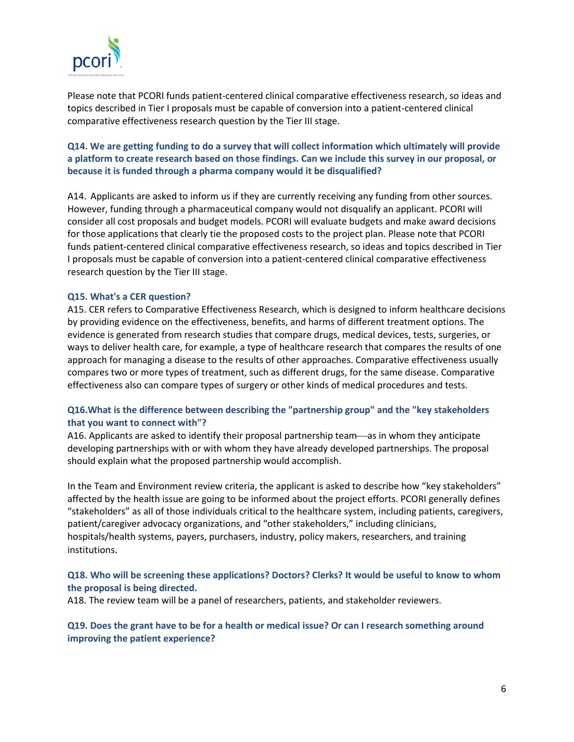Please note that PCORI funds patient-centered clinical comparative effectiveness research, so ideas and topics described in Tier I proposals must be capable of conversion into a patient-centered clinical comparative effectiveness research question by the Tier III stage.

**Q14. We are getting funding to do a survey that will collect information which ultimately will provide a platform to create research based on those findings. Can we include this survey in our proposal, or because it is funded through a pharma company would it be disqualified?**

A14. Applicants are asked to inform us if they are currently receiving any funding from other sources. However, funding through a pharmaceutical company would not disqualify an applicant. PCORI will consider all cost proposals and budget models. PCORI will evaluate budgets and make award decisions for those applications that clearly tie the proposed costs to the project plan. Please note that PCORI funds patient-centered clinical comparative effectiveness research, so ideas and topics described in Tier I proposals must be capable of conversion into a patient-centered clinical comparative effectiveness research question by the Tier III stage.

**Q15. What's a CER question?**

A15. CER refers to Comparative Effectiveness Research, which is designed to inform healthcare decisions by providing evidence on the effectiveness, benefits, and harms of different treatment options. The evidence is generated from research studies that compare drugs, medical devices, tests, surgeries, or ways to deliver health care, for example, a type of healthcare research that compares the results of one approach for managing a disease to the results of other approaches. Comparative effectiveness usually compares two or more types of treatment, such as different drugs, for the same disease. Comparative effectiveness also can compare types of surgery or other kinds of medical procedures and tests.

**Q16.What is the difference between describing the "partnership group" and the "key stakeholders that you want to connect with"?**

A16. Applicants are asked to identify their proposal partnership team—as in whom they anticipate developing partnerships with or with whom they have already developed partnerships. The proposal should explain what the proposed partnership would accomplish.

In the Team and Environment review criteria, the applicant is asked to describe how "key stakeholders" affected by the health issue are going to be informed about the project efforts. PCORI generally defines "stakeholders" as all of those individuals critical to the healthcare system, including patients, caregivers, patient/caregiver advocacy organizations, and "other stakeholders," including clinicians, hospitals/health systems, payers, purchasers, industry, policy makers, researchers, and training institutions.

**Q18. Who will be screening these applications? Doctors? Clerks? It would be useful to know to whom the proposal is being directed.**

A18. The review team will be a panel of researchers, patients, and stakeholder reviewers.

**Q19. Does the grant have to be for a health or medical issue? Or can I research something around improving the patient experience?**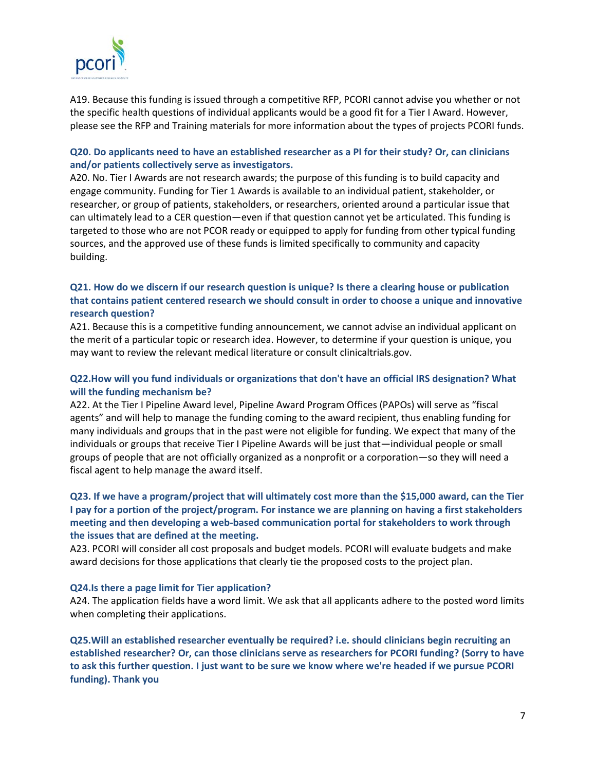A19. Because this funding is issued through a competitive RFP, PCORI cannot advise you whether or not the specific health questions of individual applicants would be a good fit for a Tier I Award. However, please see the RFP and Training materials for more information about the types of projects PCORI funds.

**Q20. Do applicants need to have an established researcher as a PI for their study? Or, can clinicians and/or patients collectively serve as investigators.**

A20. No. Tier I Awards are not research awards; the purpose of this funding is to build capacity and engage community. Funding for Tier 1 Awards is available to an individual patient, stakeholder, or researcher, or group of patients, stakeholders, or researchers, oriented around a particular issue that can ultimately lead to a CER question—even if that question cannot yet be articulated. This funding is targeted to those who are not PCOR ready or equipped to apply for funding from other typical funding sources, and the approved use of these funds is limited specifically to community and capacity building.

**Q21. How do we discern if our research question is unique? Is there a clearing house or publication that contains patient centered research we should consult in order to choose a unique and innovative research question?**

A21. Because this is a competitive funding announcement, we cannot advise an individual applicant on the merit of a particular topic or research idea. However, to determine if your question is unique, you may want to review the relevant medical literature or consult clinicaltrials.gov.

**Q22.How will you fund individuals or organizations that don't have an official IRS designation? What will the funding mechanism be?**

A22. At the Tier I Pipeline Award level, Pipeline Award Program Offices (PAPOs) will serve as "fiscal agents" and will help to manage the funding coming to the award recipient, thus enabling funding for many individuals and groups that in the past were not eligible for funding. We expect that many of the individuals or groups that receive Tier I Pipeline Awards will be just that—individual people or small groups of people that are not officially organized as a nonprofit or a corporation—so they will need a fiscal agent to help manage the award itself.

**Q23. If we have a program/project that will ultimately cost more than the $15,000 award, can the Tier I pay for a portion of the project/program. For instance we are planning on having a first stakeholders meeting and then developing a web-based communication portal for stakeholders to work through the issues that are defined at the meeting.**

A23. PCORI will consider all cost proposals and budget models. PCORI will evaluate budgets and make award decisions for those applications that clearly tie the proposed costs to the project plan.

**Q24.Is there a page limit for Tier application?**

A24. The application fields have a word limit. We ask that all applicants adhere to the posted word limits when completing their applications.

**Q25.Will an established researcher eventually be required? i.e. should clinicians begin recruiting an established researcher? Or, can those clinicians serve as researchers for PCORI funding? (Sorry to have to ask this further question. I just want to be sure we know where we're headed if we pursue PCORI funding). Thank you**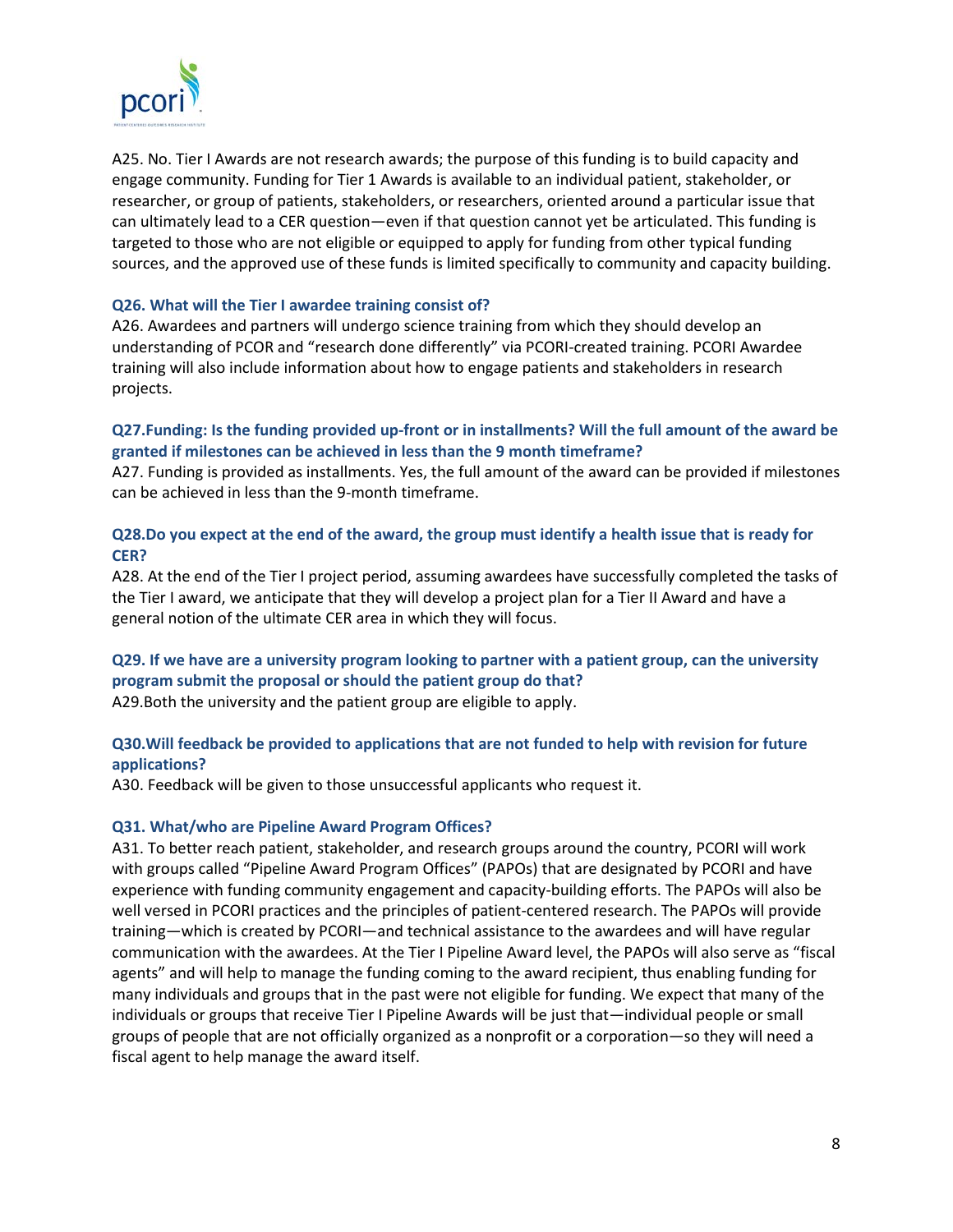A25. No. Tier I Awards are not research awards; the purpose of this funding is to build capacity and engage community. Funding for Tier 1 Awards is available to an individual patient, stakeholder, or researcher, or group of patients, stakeholders, or researchers, oriented around a particular issue that can ultimately lead to a CER question—even if that question cannot yet be articulated. This funding is targeted to those who are not eligible or equipped to apply for funding from other typical funding sources, and the approved use of these funds is limited specifically to community and capacity building.

### Q26. What will the Tier I awardee training consist of?

A26. Awardees and partners will undergo science training from which they should develop an understanding of PCOR and "research done differently" via PCORI-created training. PCORI Awardee training will also include information about how to engage patients and stakeholders in research projects.

### Q27.Funding: Is the funding provided up-front or in installments? Will the full amount of the award be granted if milestones can be achieved in less than the 9 month timeframe?

A27. Funding is provided as installments. Yes, the full amount of the award can be provided if milestones can be achieved in less than the 9-month timeframe.

### Q28.Do you expect at the end of the award, the group must identify a health issue that is ready for CER?

A28. At the end of the Tier I project period, assuming awardees have successfully completed the tasks of the Tier I award, we anticipate that they will develop a project plan for a Tier II Award and have a general notion of the ultimate CER area in which they will focus.

### Q29. If we have are a university program looking to partner with a patient group, can the university program submit the proposal or should the patient group do that?

A29.Both the university and the patient group are eligible to apply.

### Q30.Will feedback be provided to applications that are not funded to help with revision for future applications?

A30. Feedback will be given to those unsuccessful applicants who request it.

### Q31. What/who are Pipeline Award Program Offices?

A31. To better reach patient, stakeholder, and research groups around the country, PCORI will work with groups called "Pipeline Award Program Offices" (PAPOs) that are designated by PCORI and have experience with funding community engagement and capacity-building efforts. The PAPOs will also be well versed in PCORI practices and the principles of patient-centered research. The PAPOs will provide training—which is created by PCORI—and technical assistance to the awardees and will have regular communication with the awardees. At the Tier I Pipeline Award level, the PAPOs will also serve as "fiscal agents" and will help to manage the funding coming to the award recipient, thus enabling funding for many individuals and groups that in the past were not eligible for funding. We expect that many of the individuals or groups that receive Tier I Pipeline Awards will be just that—individual people or small groups of people that are not officially organized as a nonprofit or a corporation—so they will need a fiscal agent to help manage the award itself.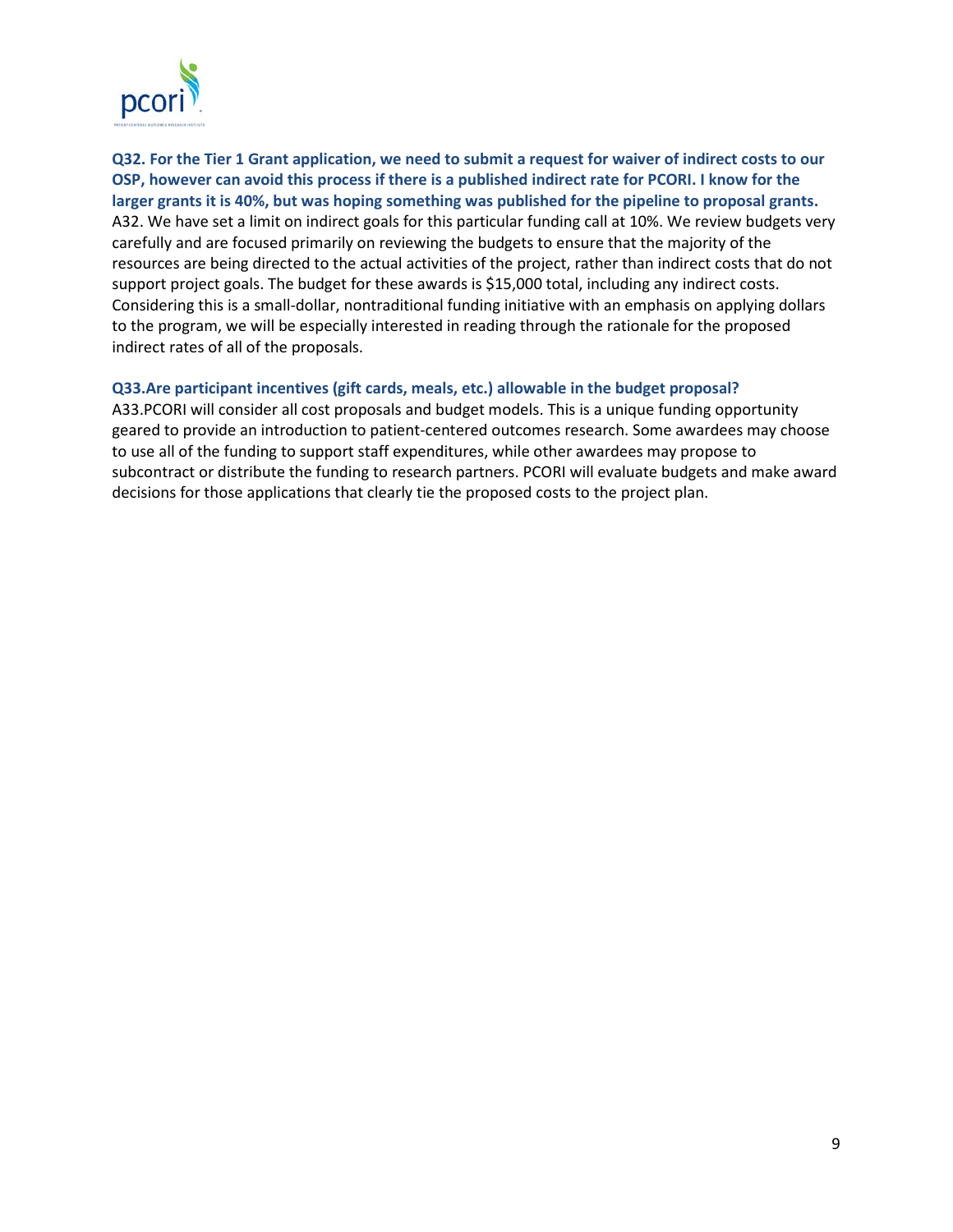**Q32. For the Tier 1 Grant application, we need to submit a request for waiver of indirect costs to our OSP, however can avoid this process if there is a published indirect rate for PCORI. I know for the larger grants it is 40%, but was hoping something was published for the pipeline to proposal grants.**

A32. We have set a limit on indirect goals for this particular funding call at 10%. We review budgets very carefully and are focused primarily on reviewing the budgets to ensure that the majority of the resources are being directed to the actual activities of the project, rather than indirect costs that do not support project goals. The budget for these awards is $15,000 total, including any indirect costs. Considering this is a small-dollar, nontraditional funding initiative with an emphasis on applying dollars to the program, we will be especially interested in reading through the rationale for the proposed indirect rates of all of the proposals.

**Q33.Are participant incentives (gift cards, meals, etc.) allowable in the budget proposal?**

A33.PCORI will consider all cost proposals and budget models. This is a unique funding opportunity geared to provide an introduction to patient-centered outcomes research. Some awardees may choose to use all of the funding to support staff expenditures, while other awardees may propose to subcontract or distribute the funding to research partners. PCORI will evaluate budgets and make award decisions for those applications that clearly tie the proposed costs to the project plan.